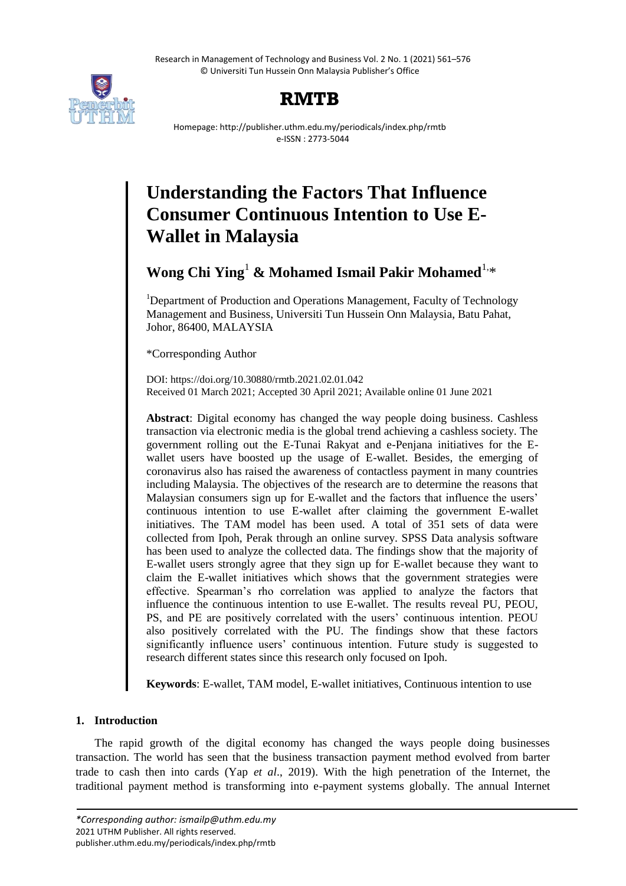# Understanding the Factors That Influence Consumer Continuous Intention to Use E-Wallet in Malaysia

**Wong Chi Ying**[1] **& Mohamed Ismail Pakir Mohamed**[1,*]

[1]Department of Production and Operations Management, Faculty of Technology Management and Business, Universiti Tun Hussein Onn Malaysia, Batu Pahat, Johor, 86400, MALAYSIA

*Corresponding Author

DOI: https://doi.org/10.30880/rmtb.2021.02.01.042
Received 01 March 2021; Accepted 30 April 2021; Available online 01 June 2021

**Abstract**: Digital economy has changed the way people doing business. Cashless transaction via electronic media is the global trend achieving a cashless society. The government rolling out the E-Tunai Rakyat and e-Penjana initiatives for the E-wallet users have boosted up the usage of E-wallet. Besides, the emerging of coronavirus also has raised the awareness of contactless payment in many countries including Malaysia. The objectives of the research are to determine the reasons that Malaysian consumers sign up for E-wallet and the factors that influence the users' continuous intention to use E-wallet after claiming the government E-wallet initiatives. The TAM model has been used. A total of 351 sets of data were collected from Ipoh, Perak through an online survey. SPSS Data analysis software has been used to analyze the collected data. The findings show that the majority of E-wallet users strongly agree that they sign up for E-wallet because they want to claim the E-wallet initiatives which shows that the government strategies were effective. Spearman's rho correlation was applied to analyze the factors that influence the continuous intention to use E-wallet. The results reveal PU, PEOU, PS, and PE are positively correlated with the users' continuous intention. PEOU also positively correlated with the PU. The findings show that these factors significantly influence users' continuous intention. Future study is suggested to research different states since this research only focused on Ipoh.

**Keywords**: E-wallet, TAM model, E-wallet initiatives, Continuous intention to use

## 1. Introduction

The rapid growth of the digital economy has changed the ways people doing businesses transaction. The world has seen that the business transaction payment method evolved from barter trade to cash then into cards (Yap *et al*., 2019). With the high penetration of the Internet, the traditional payment method is transforming into e-payment systems globally. The annual Internet

*Corresponding author: ismailp@uthm.edu.my
2021 UTHM Publisher. All rights reserved.
publisher.uthm.edu.my/periodicals/index.php/rmtb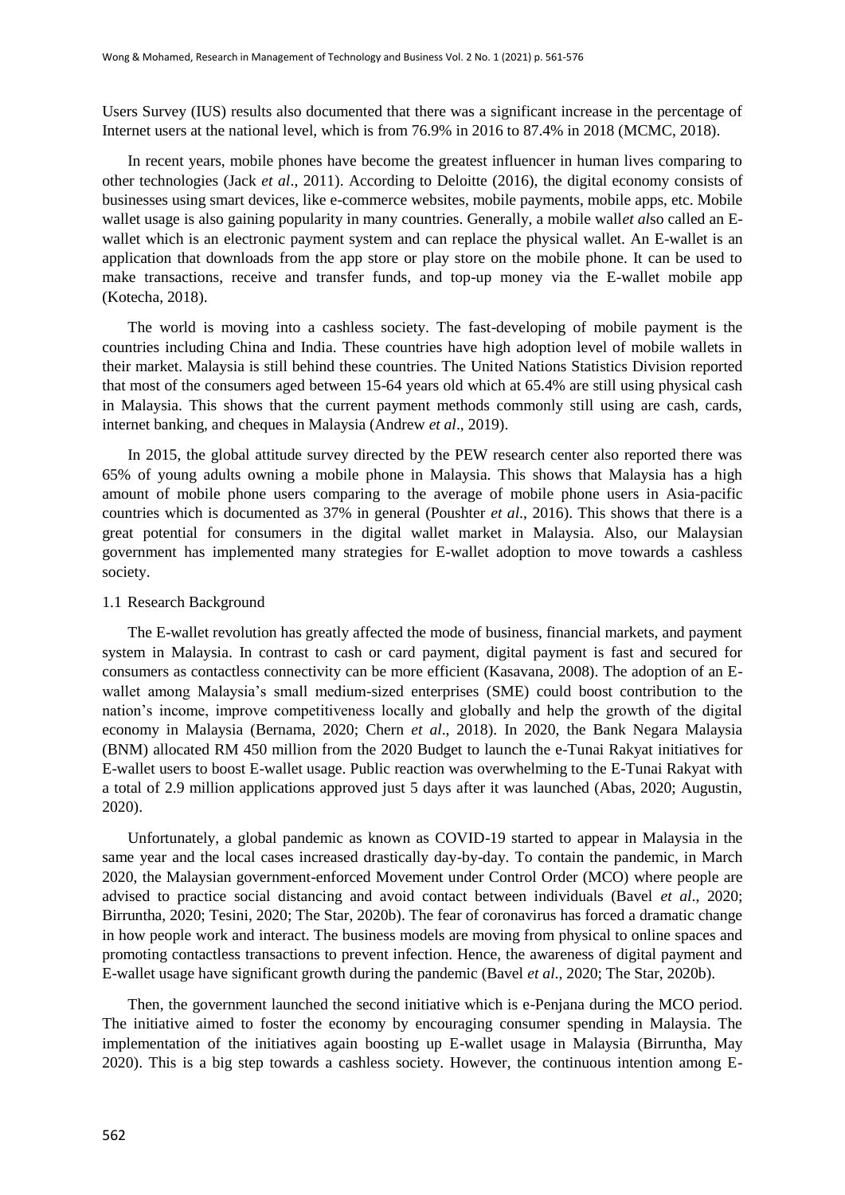Users Survey (IUS) results also documented that there was a significant increase in the percentage of Internet users at the national level, which is from 76.9% in 2016 to 87.4% in 2018 (MCMC, 2018).

In recent years, mobile phones have become the greatest influencer in human lives comparing to other technologies (Jack *et al*., 2011). According to Deloitte (2016), the digital economy consists of businesses using smart devices, like e-commerce websites, mobile payments, mobile apps, etc. Mobile wallet usage is also gaining popularity in many countries. Generally, a mobile wall*et al*so called an E-wallet which is an electronic payment system and can replace the physical wallet. An E-wallet is an application that downloads from the app store or play store on the mobile phone. It can be used to make transactions, receive and transfer funds, and top-up money via the E-wallet mobile app (Kotecha, 2018).

The world is moving into a cashless society. The fast-developing of mobile payment is the countries including China and India. These countries have high adoption level of mobile wallets in their market. Malaysia is still behind these countries. The United Nations Statistics Division reported that most of the consumers aged between 15-64 years old which at 65.4% are still using physical cash in Malaysia. This shows that the current payment methods commonly still using are cash, cards, internet banking, and cheques in Malaysia (Andrew *et al*., 2019).

In 2015, the global attitude survey directed by the PEW research center also reported there was 65% of young adults owning a mobile phone in Malaysia. This shows that Malaysia has a high amount of mobile phone users comparing to the average of mobile phone users in Asia-pacific countries which is documented as 37% in general (Poushter *et al*., 2016). This shows that there is a great potential for consumers in the digital wallet market in Malaysia. Also, our Malaysian government has implemented many strategies for E-wallet adoption to move towards a cashless society.

### 1.1 Research Background

The E-wallet revolution has greatly affected the mode of business, financial markets, and payment system in Malaysia. In contrast to cash or card payment, digital payment is fast and secured for consumers as contactless connectivity can be more efficient (Kasavana, 2008). The adoption of an E-wallet among Malaysia's small medium-sized enterprises (SME) could boost contribution to the nation's income, improve competitiveness locally and globally and help the growth of the digital economy in Malaysia (Bernama, 2020; Chern *et al*., 2018). In 2020, the Bank Negara Malaysia (BNM) allocated RM 450 million from the 2020 Budget to launch the e-Tunai Rakyat initiatives for E-wallet users to boost E-wallet usage. Public reaction was overwhelming to the E-Tunai Rakyat with a total of 2.9 million applications approved just 5 days after it was launched (Abas, 2020; Augustin, 2020).

Unfortunately, a global pandemic as known as COVID-19 started to appear in Malaysia in the same year and the local cases increased drastically day-by-day. To contain the pandemic, in March 2020, the Malaysian government-enforced Movement under Control Order (MCO) where people are advised to practice social distancing and avoid contact between individuals (Bavel *et al*., 2020; Birruntha, 2020; Tesini, 2020; The Star, 2020b). The fear of coronavirus has forced a dramatic change in how people work and interact. The business models are moving from physical to online spaces and promoting contactless transactions to prevent infection. Hence, the awareness of digital payment and E-wallet usage have significant growth during the pandemic (Bavel *et al*., 2020; The Star, 2020b).

Then, the government launched the second initiative which is e-Penjana during the MCO period. The initiative aimed to foster the economy by encouraging consumer spending in Malaysia. The implementation of the initiatives again boosting up E-wallet usage in Malaysia (Birruntha, May 2020). This is a big step towards a cashless society. However, the continuous intention among E-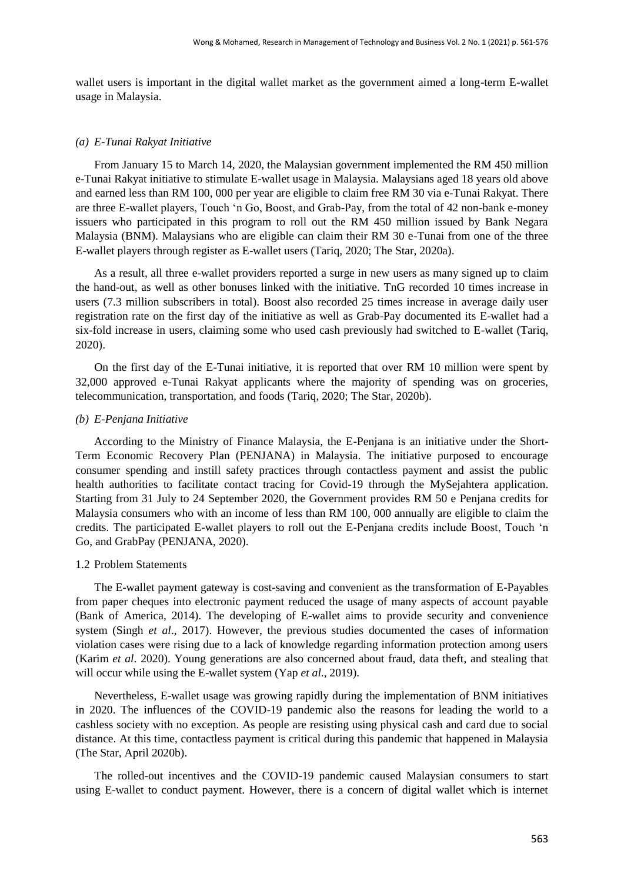wallet users is important in the digital wallet market as the government aimed a long-term E-wallet usage in Malaysia.

#### *(a) E-Tunai Rakyat Initiative*

From January 15 to March 14, 2020, the Malaysian government implemented the RM 450 million e-Tunai Rakyat initiative to stimulate E-wallet usage in Malaysia. Malaysians aged 18 years old above and earned less than RM 100, 000 per year are eligible to claim free RM 30 via e-Tunai Rakyat. There are three E-wallet players, Touch 'n Go, Boost, and Grab-Pay, from the total of 42 non-bank e-money issuers who participated in this program to roll out the RM 450 million issued by Bank Negara Malaysia (BNM). Malaysians who are eligible can claim their RM 30 e-Tunai from one of the three E-wallet players through register as E-wallet users (Tariq, 2020; The Star, 2020a).

As a result, all three e-wallet providers reported a surge in new users as many signed up to claim the hand-out, as well as other bonuses linked with the initiative. TnG recorded 10 times increase in users (7.3 million subscribers in total). Boost also recorded 25 times increase in average daily user registration rate on the first day of the initiative as well as Grab-Pay documented its E-wallet had a six-fold increase in users, claiming some who used cash previously had switched to E-wallet (Tariq, 2020).

On the first day of the E-Tunai initiative, it is reported that over RM 10 million were spent by 32,000 approved e-Tunai Rakyat applicants where the majority of spending was on groceries, telecommunication, transportation, and foods (Tariq, 2020; The Star, 2020b).

#### *(b) E-Penjana Initiative*

According to the Ministry of Finance Malaysia, the E-Penjana is an initiative under the Short-Term Economic Recovery Plan (PENJANA) in Malaysia. The initiative purposed to encourage consumer spending and instill safety practices through contactless payment and assist the public health authorities to facilitate contact tracing for Covid-19 through the MySejahtera application. Starting from 31 July to 24 September 2020, the Government provides RM 50 e Penjana credits for Malaysia consumers who with an income of less than RM 100, 000 annually are eligible to claim the credits. The participated E-wallet players to roll out the E-Penjana credits include Boost, Touch 'n Go, and GrabPay (PENJANA, 2020).

### 1.2 Problem Statements

The E-wallet payment gateway is cost-saving and convenient as the transformation of E-Payables from paper cheques into electronic payment reduced the usage of many aspects of account payable (Bank of America, 2014). The developing of E-wallet aims to provide security and convenience system (Singh *et al*., 2017). However, the previous studies documented the cases of information violation cases were rising due to a lack of knowledge regarding information protection among users (Karim *et al*. 2020). Young generations are also concerned about fraud, data theft, and stealing that will occur while using the E-wallet system (Yap *et al*., 2019).

Nevertheless, E-wallet usage was growing rapidly during the implementation of BNM initiatives in 2020. The influences of the COVID-19 pandemic also the reasons for leading the world to a cashless society with no exception. As people are resisting using physical cash and card due to social distance. At this time, contactless payment is critical during this pandemic that happened in Malaysia (The Star, April 2020b).

The rolled-out incentives and the COVID-19 pandemic caused Malaysian consumers to start using E-wallet to conduct payment. However, there is a concern of digital wallet which is internet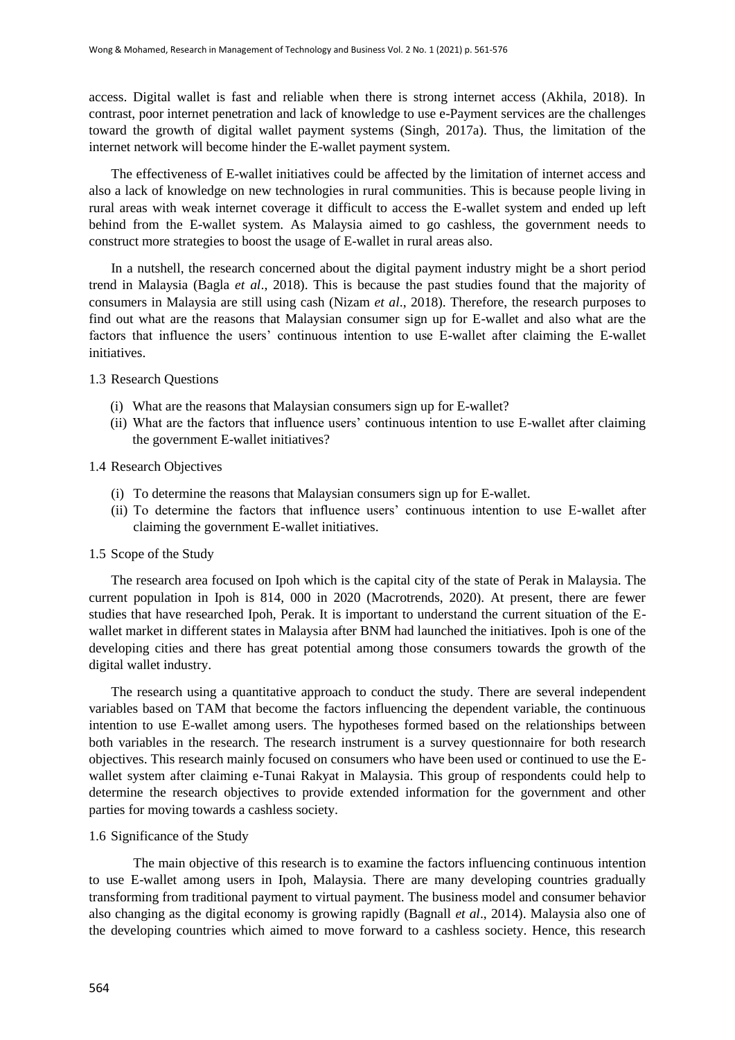access. Digital wallet is fast and reliable when there is strong internet access (Akhila, 2018). In contrast, poor internet penetration and lack of knowledge to use e-Payment services are the challenges toward the growth of digital wallet payment systems (Singh, 2017a). Thus, the limitation of the internet network will become hinder the E-wallet payment system.

The effectiveness of E-wallet initiatives could be affected by the limitation of internet access and also a lack of knowledge on new technologies in rural communities. This is because people living in rural areas with weak internet coverage it difficult to access the E-wallet system and ended up left behind from the E-wallet system. As Malaysia aimed to go cashless, the government needs to construct more strategies to boost the usage of E-wallet in rural areas also.

In a nutshell, the research concerned about the digital payment industry might be a short period trend in Malaysia (Bagla *et al*., 2018). This is because the past studies found that the majority of consumers in Malaysia are still using cash (Nizam *et al*., 2018). Therefore, the research purposes to find out what are the reasons that Malaysian consumer sign up for E-wallet and also what are the factors that influence the users' continuous intention to use E-wallet after claiming the E-wallet initiatives.

### 1.3 Research Questions

(i) What are the reasons that Malaysian consumers sign up for E-wallet?
(ii) What are the factors that influence users' continuous intention to use E-wallet after claiming the government E-wallet initiatives?

### 1.4 Research Objectives

(i) To determine the reasons that Malaysian consumers sign up for E-wallet.
(ii) To determine the factors that influence users' continuous intention to use E-wallet after claiming the government E-wallet initiatives.

### 1.5 Scope of the Study

The research area focused on Ipoh which is the capital city of the state of Perak in Malaysia. The current population in Ipoh is 814, 000 in 2020 (Macrotrends, 2020). At present, there are fewer studies that have researched Ipoh, Perak. It is important to understand the current situation of the E-wallet market in different states in Malaysia after BNM had launched the initiatives. Ipoh is one of the developing cities and there has great potential among those consumers towards the growth of the digital wallet industry.

The research using a quantitative approach to conduct the study. There are several independent variables based on TAM that become the factors influencing the dependent variable, the continuous intention to use E-wallet among users. The hypotheses formed based on the relationships between both variables in the research. The research instrument is a survey questionnaire for both research objectives. This research mainly focused on consumers who have been used or continued to use the E-wallet system after claiming e-Tunai Rakyat in Malaysia. This group of respondents could help to determine the research objectives to provide extended information for the government and other parties for moving towards a cashless society.

### 1.6 Significance of the Study

The main objective of this research is to examine the factors influencing continuous intention to use E-wallet among users in Ipoh, Malaysia. There are many developing countries gradually transforming from traditional payment to virtual payment. The business model and consumer behavior also changing as the digital economy is growing rapidly (Bagnall *et al*., 2014). Malaysia also one of the developing countries which aimed to move forward to a cashless society. Hence, this research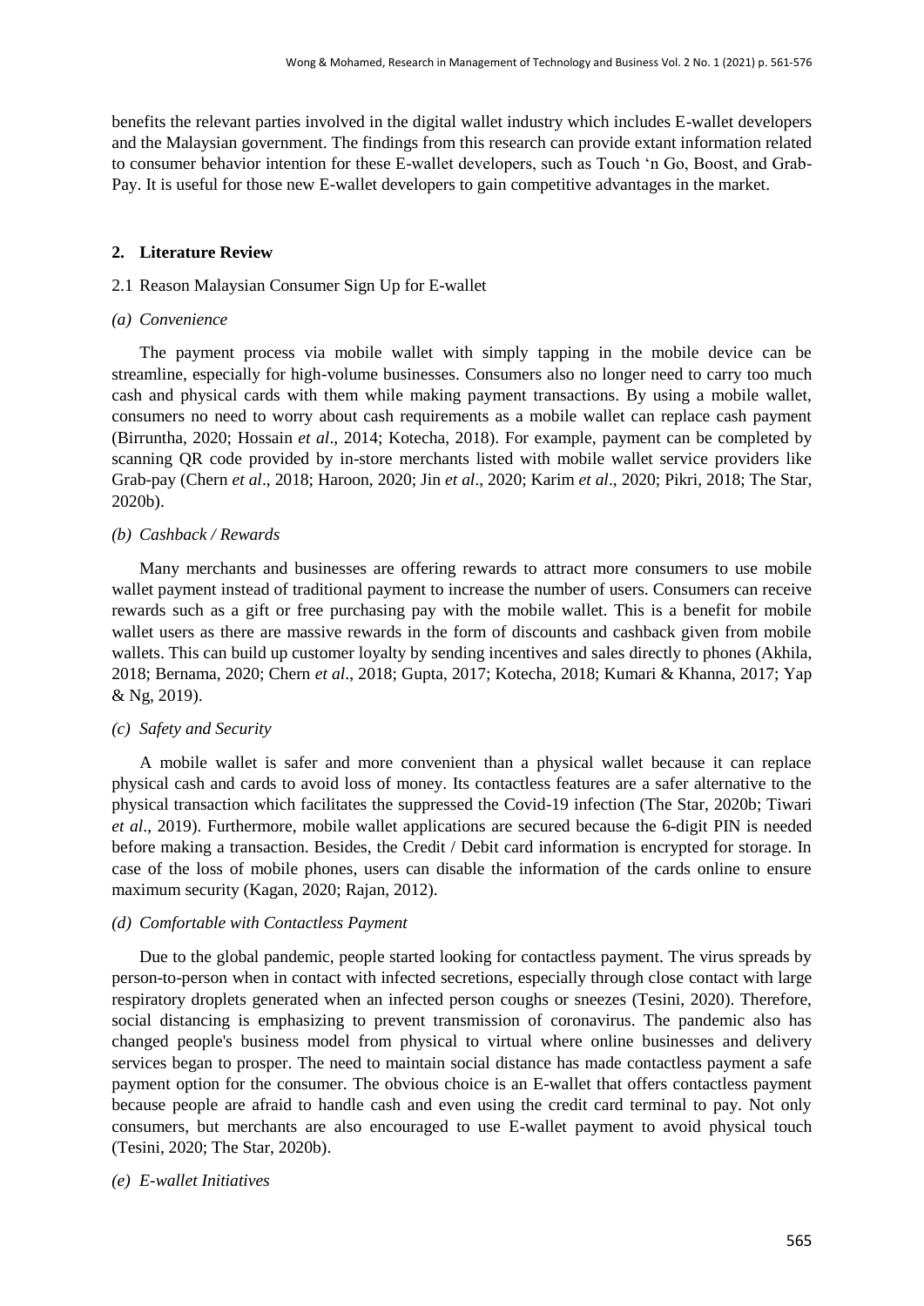benefits the relevant parties involved in the digital wallet industry which includes E-wallet developers and the Malaysian government. The findings from this research can provide extant information related to consumer behavior intention for these E-wallet developers, such as Touch 'n Go, Boost, and Grab-Pay. It is useful for those new E-wallet developers to gain competitive advantages in the market.

## 2. Literature Review

### 2.1 Reason Malaysian Consumer Sign Up for E-wallet

*(a) Convenience*

The payment process via mobile wallet with simply tapping in the mobile device can be streamline, especially for high-volume businesses. Consumers also no longer need to carry too much cash and physical cards with them while making payment transactions. By using a mobile wallet, consumers no need to worry about cash requirements as a mobile wallet can replace cash payment (Birruntha, 2020; Hossain *et al*., 2014; Kotecha, 2018). For example, payment can be completed by scanning QR code provided by in-store merchants listed with mobile wallet service providers like Grab-pay (Chern *et al*., 2018; Haroon, 2020; Jin *et al*., 2020; Karim *et al*., 2020; Pikri, 2018; The Star, 2020b).

*(b) Cashback / Rewards*

Many merchants and businesses are offering rewards to attract more consumers to use mobile wallet payment instead of traditional payment to increase the number of users. Consumers can receive rewards such as a gift or free purchasing pay with the mobile wallet. This is a benefit for mobile wallet users as there are massive rewards in the form of discounts and cashback given from mobile wallets. This can build up customer loyalty by sending incentives and sales directly to phones (Akhila, 2018; Bernama, 2020; Chern *et al*., 2018; Gupta, 2017; Kotecha, 2018; Kumari & Khanna, 2017; Yap & Ng, 2019).

*(c) Safety and Security*

A mobile wallet is safer and more convenient than a physical wallet because it can replace physical cash and cards to avoid loss of money. Its contactless features are a safer alternative to the physical transaction which facilitates the suppressed the Covid-19 infection (The Star, 2020b; Tiwari *et al*., 2019). Furthermore, mobile wallet applications are secured because the 6-digit PIN is needed before making a transaction. Besides, the Credit / Debit card information is encrypted for storage. In case of the loss of mobile phones, users can disable the information of the cards online to ensure maximum security (Kagan, 2020; Rajan, 2012).

*(d) Comfortable with Contactless Payment*

Due to the global pandemic, people started looking for contactless payment. The virus spreads by person-to-person when in contact with infected secretions, especially through close contact with large respiratory droplets generated when an infected person coughs or sneezes (Tesini, 2020). Therefore, social distancing is emphasizing to prevent transmission of coronavirus. The pandemic also has changed people's business model from physical to virtual where online businesses and delivery services began to prosper. The need to maintain social distance has made contactless payment a safe payment option for the consumer. The obvious choice is an E-wallet that offers contactless payment because people are afraid to handle cash and even using the credit card terminal to pay. Not only consumers, but merchants are also encouraged to use E-wallet payment to avoid physical touch (Tesini, 2020; The Star, 2020b).

*(e) E-wallet Initiatives*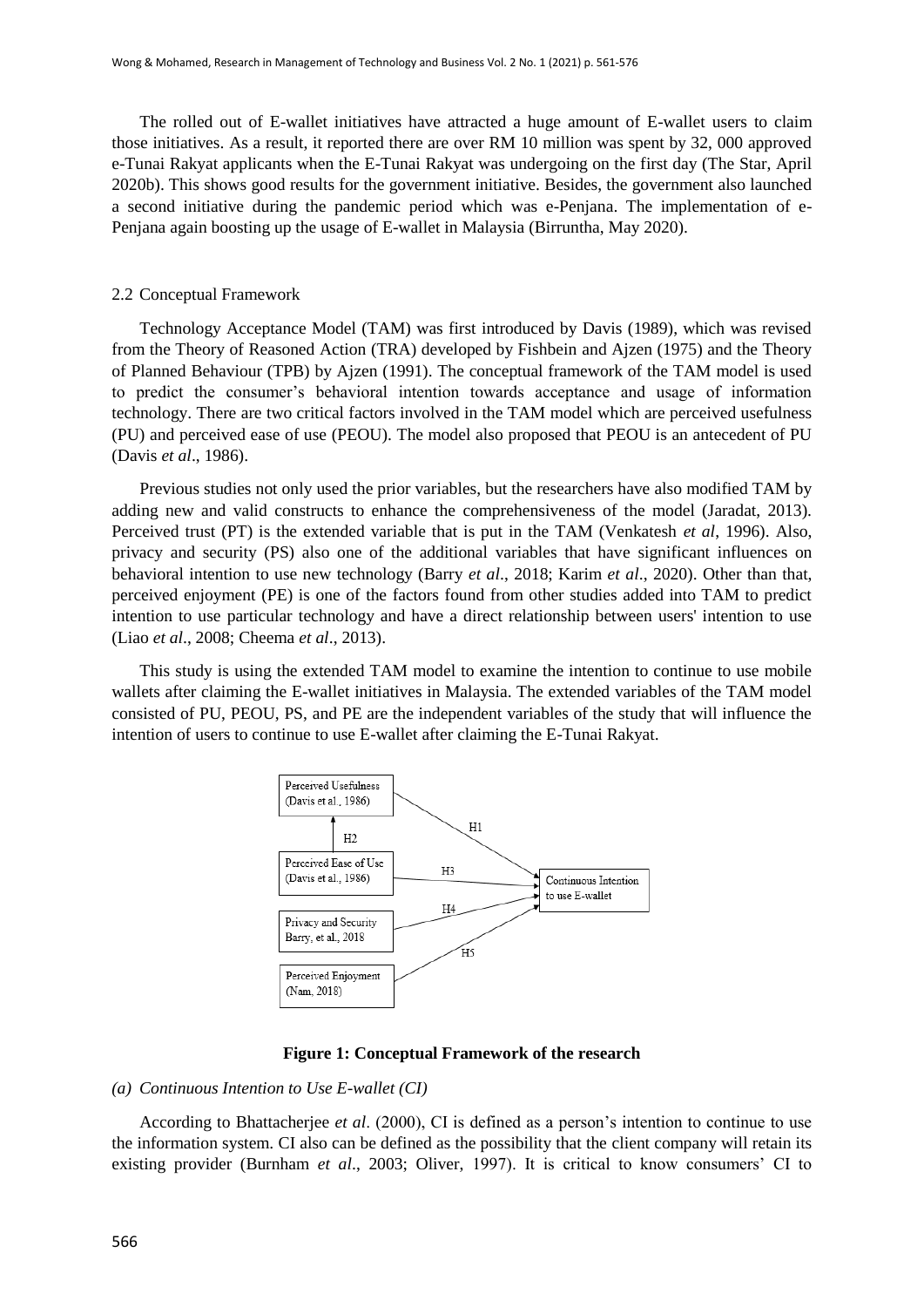The rolled out of E-wallet initiatives have attracted a huge amount of E-wallet users to claim those initiatives. As a result, it reported there are over RM 10 million was spent by 32, 000 approved e-Tunai Rakyat applicants when the E-Tunai Rakyat was undergoing on the first day (The Star, April 2020b). This shows good results for the government initiative. Besides, the government also launched a second initiative during the pandemic period which was e-Penjana. The implementation of e-Penjana again boosting up the usage of E-wallet in Malaysia (Birruntha, May 2020).

## 2.2 Conceptual Framework

Technology Acceptance Model (TAM) was first introduced by Davis (1989), which was revised from the Theory of Reasoned Action (TRA) developed by Fishbein and Ajzen (1975) and the Theory of Planned Behaviour (TPB) by Ajzen (1991). The conceptual framework of the TAM model is used to predict the consumer's behavioral intention towards acceptance and usage of information technology. There are two critical factors involved in the TAM model which are perceived usefulness (PU) and perceived ease of use (PEOU). The model also proposed that PEOU is an antecedent of PU (Davis *et al*., 1986).

Previous studies not only used the prior variables, but the researchers have also modified TAM by adding new and valid constructs to enhance the comprehensiveness of the model (Jaradat, 2013). Perceived trust (PT) is the extended variable that is put in the TAM (Venkatesh *et al*, 1996). Also, privacy and security (PS) also one of the additional variables that have significant influences on behavioral intention to use new technology (Barry *et al*., 2018; Karim *et al*., 2020). Other than that, perceived enjoyment (PE) is one of the factors found from other studies added into TAM to predict intention to use particular technology and have a direct relationship between users' intention to use (Liao *et al*., 2008; Cheema *et al*., 2013).

This study is using the extended TAM model to examine the intention to continue to use mobile wallets after claiming the E-wallet initiatives in Malaysia. The extended variables of the TAM model consisted of PU, PEOU, PS, and PE are the independent variables of the study that will influence the intention of users to continue to use E-wallet after claiming the E-Tunai Rakyat.

Perceived Usefulness (Davis et al., 1986) —H1→ Continuous Intention to use E-wallet

Perceived Ease of Use (Davis et al., 1986) —H2→ Perceived Usefulness

Perceived Ease of Use (Davis et al., 1986) —H3→ Continuous Intention to use E-wallet

Privacy and Security Barry, et al., 2018 —H4→ Continuous Intention to use E-wallet

Perceived Enjoyment (Nam, 2018) —H5→ Continuous Intention to use E-wallet

**Figure 1: Conceptual Framework of the research**

*(a) Continuous Intention to Use E-wallet (CI)*

According to Bhattacherjee *et al*. (2000), CI is defined as a person's intention to continue to use the information system. CI also can be defined as the possibility that the client company will retain its existing provider (Burnham *et al*., 2003; Oliver, 1997). It is critical to know consumers' CI to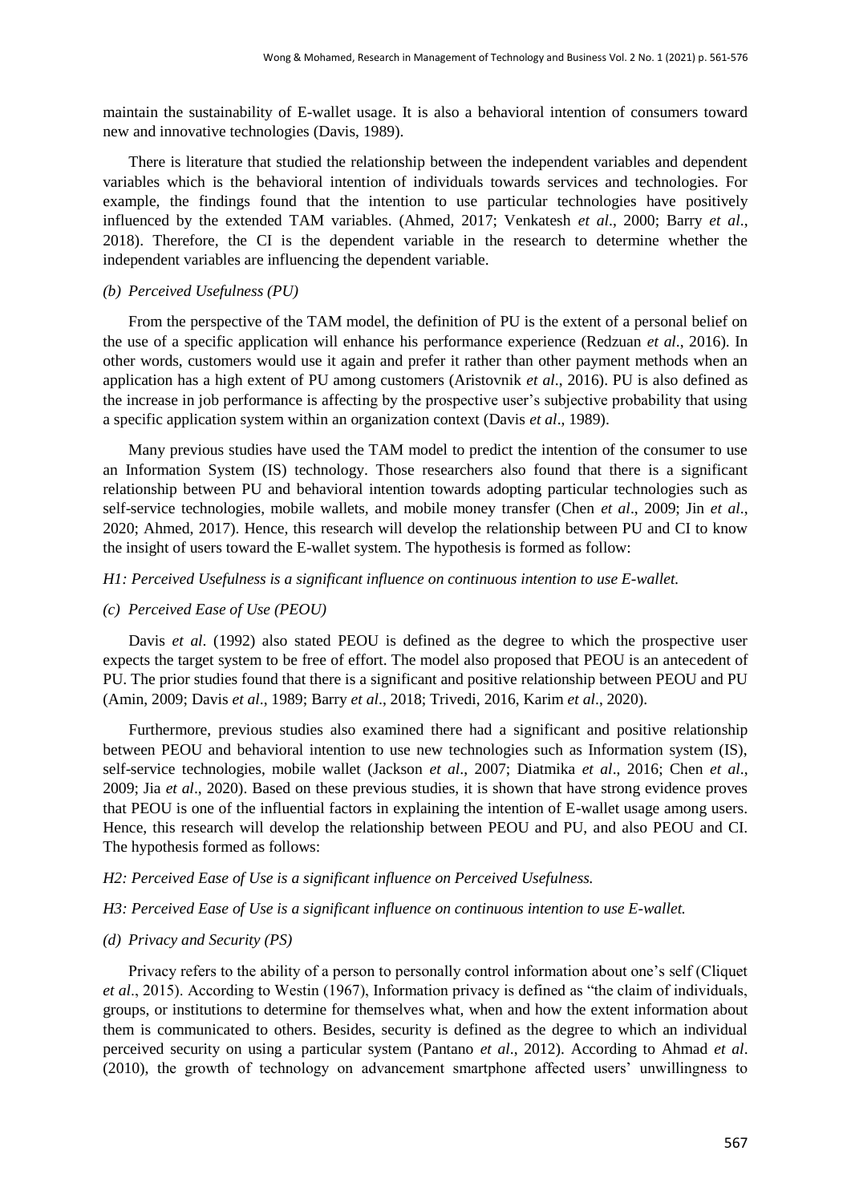maintain the sustainability of E-wallet usage. It is also a behavioral intention of consumers toward new and innovative technologies (Davis, 1989).

There is literature that studied the relationship between the independent variables and dependent variables which is the behavioral intention of individuals towards services and technologies. For example, the findings found that the intention to use particular technologies have positively influenced by the extended TAM variables. (Ahmed, 2017; Venkatesh *et al*., 2000; Barry *et al*., 2018). Therefore, the CI is the dependent variable in the research to determine whether the independent variables are influencing the dependent variable.

*(b) Perceived Usefulness (PU)*

From the perspective of the TAM model, the definition of PU is the extent of a personal belief on the use of a specific application will enhance his performance experience (Redzuan *et al*., 2016). In other words, customers would use it again and prefer it rather than other payment methods when an application has a high extent of PU among customers (Aristovnik *et al*., 2016). PU is also defined as the increase in job performance is affecting by the prospective user's subjective probability that using a specific application system within an organization context (Davis *et al*., 1989).

Many previous studies have used the TAM model to predict the intention of the consumer to use an Information System (IS) technology. Those researchers also found that there is a significant relationship between PU and behavioral intention towards adopting particular technologies such as self-service technologies, mobile wallets, and mobile money transfer (Chen *et al*., 2009; Jin *et al*., 2020; Ahmed, 2017). Hence, this research will develop the relationship between PU and CI to know the insight of users toward the E-wallet system. The hypothesis is formed as follow:

*H1: Perceived Usefulness is a significant influence on continuous intention to use E-wallet.*

*(c) Perceived Ease of Use (PEOU)*

Davis *et al*. (1992) also stated PEOU is defined as the degree to which the prospective user expects the target system to be free of effort. The model also proposed that PEOU is an antecedent of PU. The prior studies found that there is a significant and positive relationship between PEOU and PU (Amin, 2009; Davis *et al*., 1989; Barry *et al*., 2018; Trivedi, 2016, Karim *et al*., 2020).

Furthermore, previous studies also examined there had a significant and positive relationship between PEOU and behavioral intention to use new technologies such as Information system (IS), self-service technologies, mobile wallet (Jackson *et al*., 2007; Diatmika *et al*., 2016; Chen *et al*., 2009; Jia *et al*., 2020). Based on these previous studies, it is shown that have strong evidence proves that PEOU is one of the influential factors in explaining the intention of E-wallet usage among users. Hence, this research will develop the relationship between PEOU and PU, and also PEOU and CI. The hypothesis formed as follows:

*H2: Perceived Ease of Use is a significant influence on Perceived Usefulness.*

*H3: Perceived Ease of Use is a significant influence on continuous intention to use E-wallet.*

*(d) Privacy and Security (PS)*

Privacy refers to the ability of a person to personally control information about one's self (Cliquet *et al*., 2015). According to Westin (1967), Information privacy is defined as "the claim of individuals, groups, or institutions to determine for themselves what, when and how the extent information about them is communicated to others. Besides, security is defined as the degree to which an individual perceived security on using a particular system (Pantano *et al*., 2012). According to Ahmad *et al*. (2010), the growth of technology on advancement smartphone affected users' unwillingness to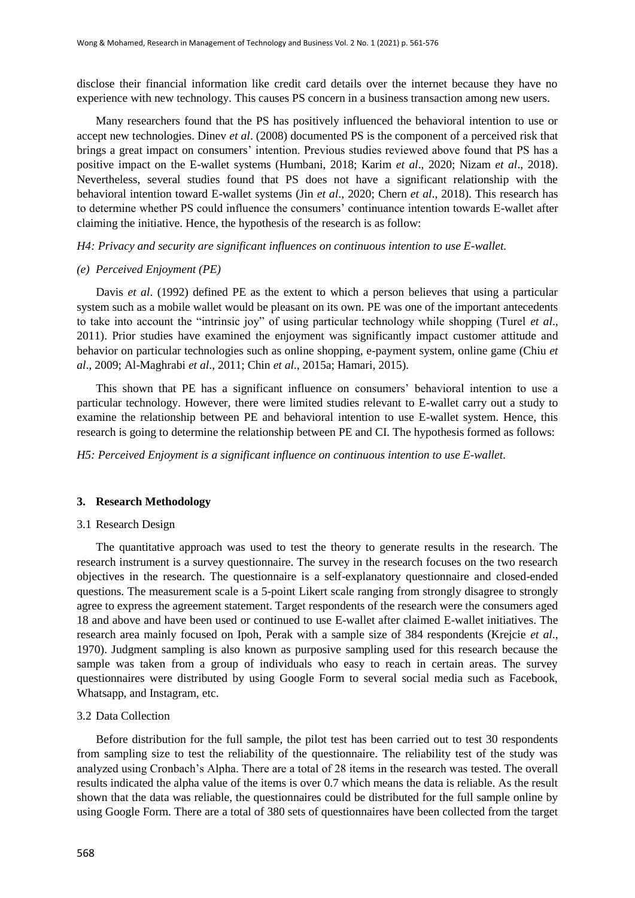disclose their financial information like credit card details over the internet because they have no experience with new technology. This causes PS concern in a business transaction among new users.

Many researchers found that the PS has positively influenced the behavioral intention to use or accept new technologies. Dinev *et al*. (2008) documented PS is the component of a perceived risk that brings a great impact on consumers' intention. Previous studies reviewed above found that PS has a positive impact on the E-wallet systems (Humbani, 2018; Karim *et al*., 2020; Nizam *et al*., 2018). Nevertheless, several studies found that PS does not have a significant relationship with the behavioral intention toward E-wallet systems (Jin *et al*., 2020; Chern *et al*., 2018). This research has to determine whether PS could influence the consumers' continuance intention towards E-wallet after claiming the initiative. Hence, the hypothesis of the research is as follow:

*H4: Privacy and security are significant influences on continuous intention to use E-wallet.*

*(e) Perceived Enjoyment (PE)*

Davis *et al*. (1992) defined PE as the extent to which a person believes that using a particular system such as a mobile wallet would be pleasant on its own. PE was one of the important antecedents to take into account the "intrinsic joy" of using particular technology while shopping (Turel *et al*., 2011). Prior studies have examined the enjoyment was significantly impact customer attitude and behavior on particular technologies such as online shopping, e-payment system, online game (Chiu *et al*., 2009; Al-Maghrabi *et al*., 2011; Chin *et al*., 2015a; Hamari, 2015).

This shown that PE has a significant influence on consumers' behavioral intention to use a particular technology. However, there were limited studies relevant to E-wallet carry out a study to examine the relationship between PE and behavioral intention to use E-wallet system. Hence, this research is going to determine the relationship between PE and CI. The hypothesis formed as follows:

*H5: Perceived Enjoyment is a significant influence on continuous intention to use E-wallet.*

## 3. Research Methodology

### 3.1 Research Design

The quantitative approach was used to test the theory to generate results in the research. The research instrument is a survey questionnaire. The survey in the research focuses on the two research objectives in the research. The questionnaire is a self-explanatory questionnaire and closed-ended questions. The measurement scale is a 5-point Likert scale ranging from strongly disagree to strongly agree to express the agreement statement. Target respondents of the research were the consumers aged 18 and above and have been used or continued to use E-wallet after claimed E-wallet initiatives. The research area mainly focused on Ipoh, Perak with a sample size of 384 respondents (Krejcie *et al*., 1970). Judgment sampling is also known as purposive sampling used for this research because the sample was taken from a group of individuals who easy to reach in certain areas. The survey questionnaires were distributed by using Google Form to several social media such as Facebook, Whatsapp, and Instagram, etc.

### 3.2 Data Collection

Before distribution for the full sample, the pilot test has been carried out to test 30 respondents from sampling size to test the reliability of the questionnaire. The reliability test of the study was analyzed using Cronbach's Alpha. There are a total of 28 items in the research was tested. The overall results indicated the alpha value of the items is over 0.7 which means the data is reliable. As the result shown that the data was reliable, the questionnaires could be distributed for the full sample online by using Google Form. There are a total of 380 sets of questionnaires have been collected from the target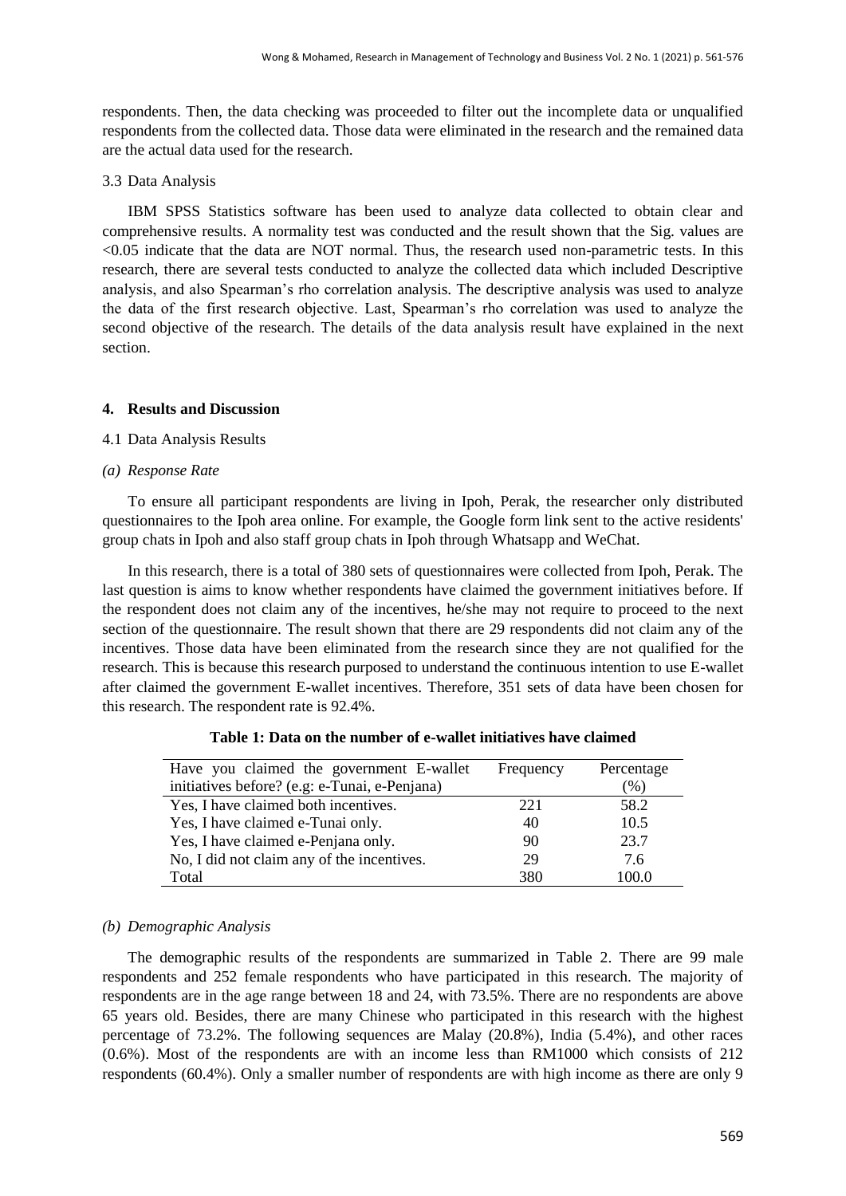respondents. Then, the data checking was proceeded to filter out the incomplete data or unqualified respondents from the collected data. Those data were eliminated in the research and the remained data are the actual data used for the research.

3.3 Data Analysis

IBM SPSS Statistics software has been used to analyze data collected to obtain clear and comprehensive results. A normality test was conducted and the result shown that the Sig. values are <0.05 indicate that the data are NOT normal. Thus, the research used non-parametric tests. In this research, there are several tests conducted to analyze the collected data which included Descriptive analysis, and also Spearman's rho correlation analysis. The descriptive analysis was used to analyze the data of the first research objective. Last, Spearman's rho correlation was used to analyze the second objective of the research. The details of the data analysis result have explained in the next section.

## 4. Results and Discussion

4.1 Data Analysis Results

*(a) Response Rate*

To ensure all participant respondents are living in Ipoh, Perak, the researcher only distributed questionnaires to the Ipoh area online. For example, the Google form link sent to the active residents' group chats in Ipoh and also staff group chats in Ipoh through Whatsapp and WeChat.

In this research, there is a total of 380 sets of questionnaires were collected from Ipoh, Perak. The last question is aims to know whether respondents have claimed the government initiatives before. If the respondent does not claim any of the incentives, he/she may not require to proceed to the next section of the questionnaire. The result shown that there are 29 respondents did not claim any of the incentives. Those data have been eliminated from the research since they are not qualified for the research. This is because this research purposed to understand the continuous intention to use E-wallet after claimed the government E-wallet incentives. Therefore, 351 sets of data have been chosen for this research. The respondent rate is 92.4%.

**Table 1: Data on the number of e-wallet initiatives have claimed**

| Have you claimed the government E-wallet initiatives before? (e.g: e-Tunai, e-Penjana) | Frequency | Percentage (%) |
|---|---|---|
| Yes, I have claimed both incentives. | 221 | 58.2 |
| Yes, I have claimed e-Tunai only. | 40 | 10.5 |
| Yes, I have claimed e-Penjana only. | 90 | 23.7 |
| No, I did not claim any of the incentives. | 29 | 7.6 |
| Total | 380 | 100.0 |

*(b) Demographic Analysis*

The demographic results of the respondents are summarized in Table 2. There are 99 male respondents and 252 female respondents who have participated in this research. The majority of respondents are in the age range between 18 and 24, with 73.5%. There are no respondents are above 65 years old. Besides, there are many Chinese who participated in this research with the highest percentage of 73.2%. The following sequences are Malay (20.8%), India (5.4%), and other races (0.6%). Most of the respondents are with an income less than RM1000 which consists of 212 respondents (60.4%). Only a smaller number of respondents are with high income as there are only 9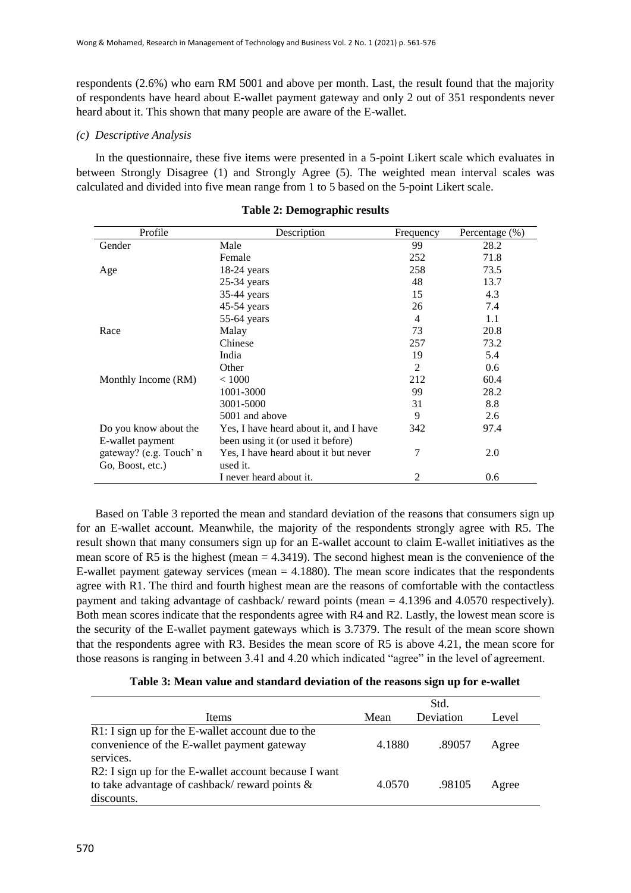respondents (2.6%) who earn RM 5001 and above per month. Last, the result found that the majority of respondents have heard about E-wallet payment gateway and only 2 out of 351 respondents never heard about it. This shown that many people are aware of the E-wallet.

*(c) Descriptive Analysis*

In the questionnaire, these five items were presented in a 5-point Likert scale which evaluates in between Strongly Disagree (1) and Strongly Agree (5). The weighted mean interval scales was calculated and divided into five mean range from 1 to 5 based on the 5-point Likert scale.

**Table 2: Demographic results**

| Profile | Description | Frequency | Percentage (%) |
|---|---|---|---|
| Gender | Male | 99 | 28.2 |
| | Female | 252 | 71.8 |
| Age | 18-24 years | 258 | 73.5 |
| | 25-34 years | 48 | 13.7 |
| | 35-44 years | 15 | 4.3 |
| | 45-54 years | 26 | 7.4 |
| | 55-64 years | 4 | 1.1 |
| Race | Malay | 73 | 20.8 |
| | Chinese | 257 | 73.2 |
| | India | 19 | 5.4 |
| | Other | 2 | 0.6 |
| Monthly Income (RM) | < 1000 | 212 | 60.4 |
| | 1001-3000 | 99 | 28.2 |
| | 3001-5000 | 31 | 8.8 |
| | 5001 and above | 9 | 2.6 |
| Do you know about the E-wallet payment gateway? (e.g. Touch' n Go, Boost, etc.) | Yes, I have heard about it, and I have been using it (or used it before) | 342 | 97.4 |
| | Yes, I have heard about it but never used it. | 7 | 2.0 |
| | I never heard about it. | 2 | 0.6 |

Based on Table 3 reported the mean and standard deviation of the reasons that consumers sign up for an E-wallet account. Meanwhile, the majority of the respondents strongly agree with R5. The result shown that many consumers sign up for an E-wallet account to claim E-wallet initiatives as the mean score of R5 is the highest (mean = 4.3419). The second highest mean is the convenience of the E-wallet payment gateway services (mean = 4.1880). The mean score indicates that the respondents agree with R1. The third and fourth highest mean are the reasons of comfortable with the contactless payment and taking advantage of cashback/ reward points (mean = 4.1396 and 4.0570 respectively). Both mean scores indicate that the respondents agree with R4 and R2. Lastly, the lowest mean score is the security of the E-wallet payment gateways which is 3.7379. The result of the mean score shown that the respondents agree with R3. Besides the mean score of R5 is above 4.21, the mean score for those reasons is ranging in between 3.41 and 4.20 which indicated "agree" in the level of agreement.

**Table 3: Mean value and standard deviation of the reasons sign up for e-wallet**

| Items | Mean | Std. Deviation | Level |
|---|---|---|---|
| R1: I sign up for the E-wallet account due to the convenience of the E-wallet payment gateway services. | 4.1880 | .89057 | Agree |
| R2: I sign up for the E-wallet account because I want to take advantage of cashback/ reward points & discounts. | 4.0570 | .98105 | Agree |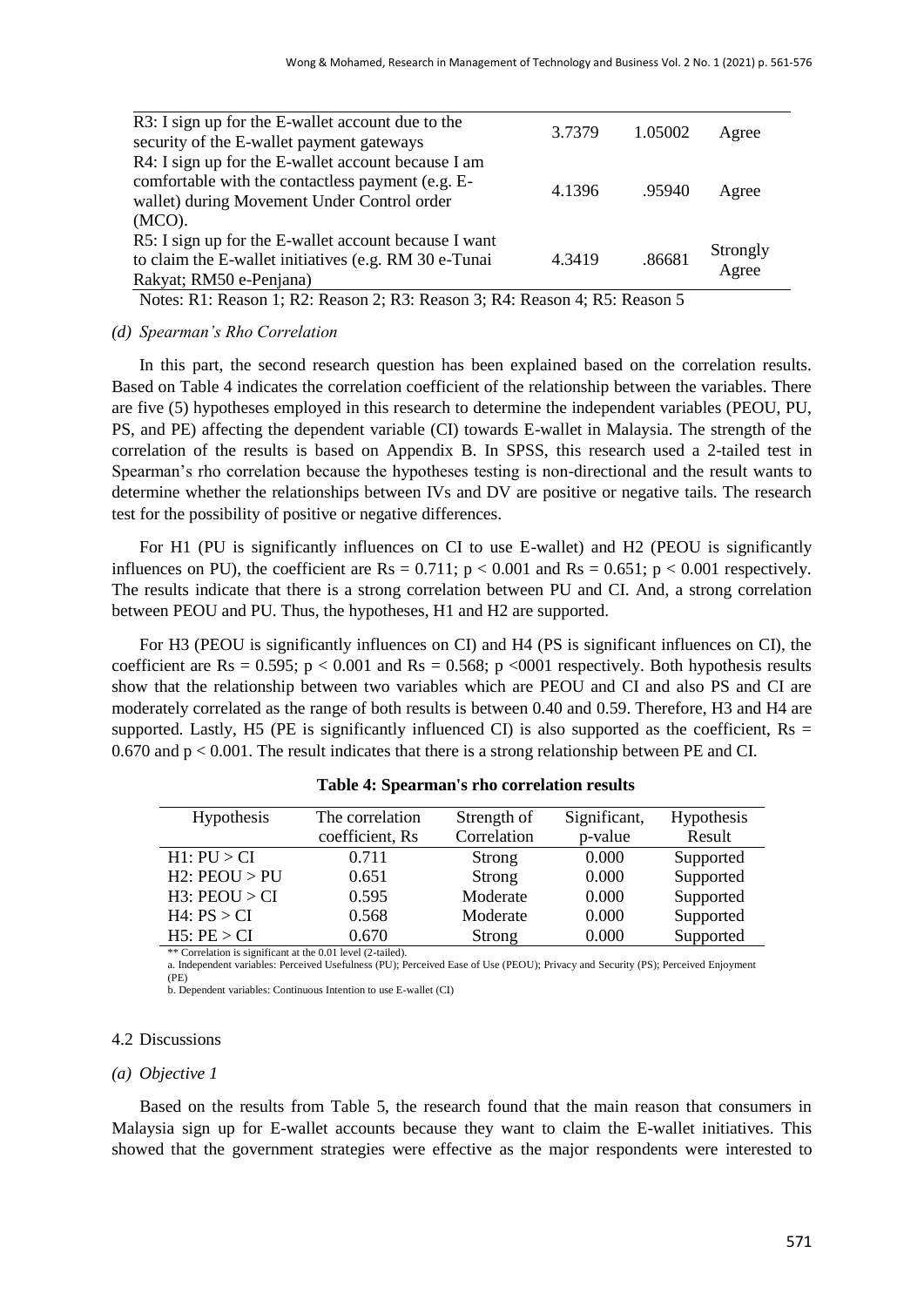| R3: I sign up for the E-wallet account due to the security of the E-wallet payment gateways | 3.7379 | 1.05002 | Agree |
|---|---|---|---|
| R4: I sign up for the E-wallet account because I am comfortable with the contactless payment (e.g. E-wallet) during Movement Under Control order (MCO). | 4.1396 | .95940 | Agree |
| R5: I sign up for the E-wallet account because I want to claim the E-wallet initiatives (e.g. RM 30 e-Tunai Rakyat; RM50 e-Penjana) | 4.3419 | .86681 | Strongly Agree |

Notes: R1: Reason 1; R2: Reason 2; R3: Reason 3; R4: Reason 4; R5: Reason 5

*(d) Spearman's Rho Correlation*

In this part, the second research question has been explained based on the correlation results. Based on Table 4 indicates the correlation coefficient of the relationship between the variables. There are five (5) hypotheses employed in this research to determine the independent variables (PEOU, PU, PS, and PE) affecting the dependent variable (CI) towards E-wallet in Malaysia. The strength of the correlation of the results is based on Appendix B. In SPSS, this research used a 2-tailed test in Spearman's rho correlation because the hypotheses testing is non-directional and the result wants to determine whether the relationships between IVs and DV are positive or negative tails. The research test for the possibility of positive or negative differences.

For H1 (PU is significantly influences on CI to use E-wallet) and H2 (PEOU is significantly influences on PU), the coefficient are $Rs = 0.711$; $p < 0.001$ and $Rs = 0.651$; $p < 0.001$ respectively. The results indicate that there is a strong correlation between PU and CI. And, a strong correlation between PEOU and PU. Thus, the hypotheses, H1 and H2 are supported.

For H3 (PEOU is significantly influences on CI) and H4 (PS is significant influences on CI), the coefficient are $Rs = 0.595$; $p < 0.001$ and $Rs = 0.568$; $p < 0001$ respectively. Both hypothesis results show that the relationship between two variables which are PEOU and CI and also PS and CI are moderately correlated as the range of both results is between 0.40 and 0.59. Therefore, H3 and H4 are supported. Lastly, H5 (PE is significantly influenced CI) is also supported as the coefficient, $Rs = 0.670$ and $p < 0.001$. The result indicates that there is a strong relationship between PE and CI.

**Table 4: Spearman's rho correlation results**

| Hypothesis | The correlation coefficient, Rs | Strength of Correlation | Significant, p-value | Hypothesis Result |
|---|---|---|---|---|
| H1: PU > CI | 0.711 | Strong | 0.000 | Supported |
| H2: PEOU > PU | 0.651 | Strong | 0.000 | Supported |
| H3: PEOU > CI | 0.595 | Moderate | 0.000 | Supported |
| H4: PS > CI | 0.568 | Moderate | 0.000 | Supported |
| H5: PE > CI | 0.670 | Strong | 0.000 | Supported |

** Correlation is significant at the 0.01 level (2-tailed).
a. Independent variables: Perceived Usefulness (PU); Perceived Ease of Use (PEOU); Privacy and Security (PS); Perceived Enjoyment (PE)
b. Dependent variables: Continuous Intention to use E-wallet (CI)

### 4.2 Discussions

*(a) Objective 1*

Based on the results from Table 5, the research found that the main reason that consumers in Malaysia sign up for E-wallet accounts because they want to claim the E-wallet initiatives. This showed that the government strategies were effective as the major respondents were interested to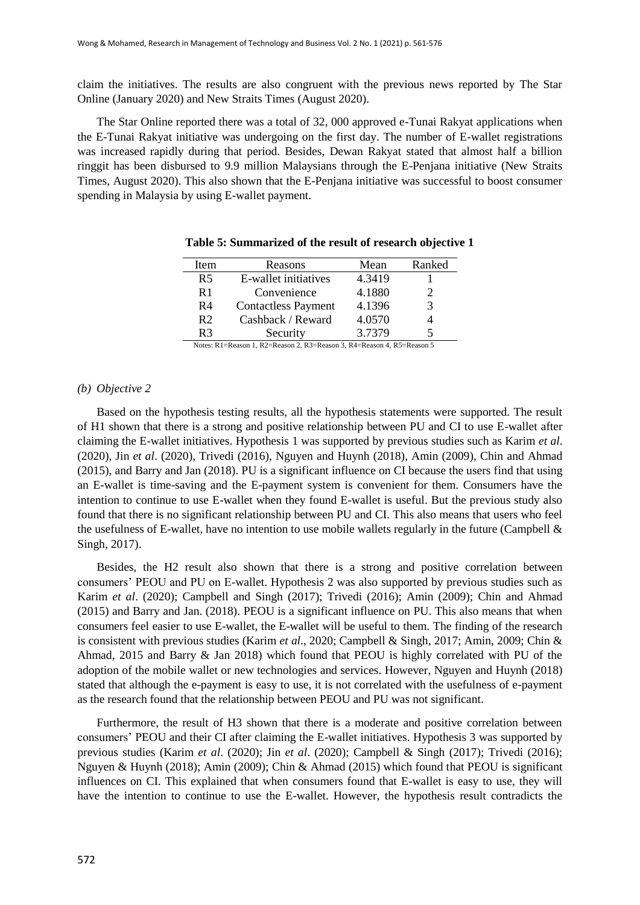claim the initiatives. The results are also congruent with the previous news reported by The Star Online (January 2020) and New Straits Times (August 2020).

The Star Online reported there was a total of 32, 000 approved e-Tunai Rakyat applications when the E-Tunai Rakyat initiative was undergoing on the first day. The number of E-wallet registrations was increased rapidly during that period. Besides, Dewan Rakyat stated that almost half a billion ringgit has been disbursed to 9.9 million Malaysians through the E-Penjana initiative (New Straits Times, August 2020). This also shown that the E-Penjana initiative was successful to boost consumer spending in Malaysia by using E-wallet payment.

**Table 5: Summarized of the result of research objective 1**

| Item | Reasons | Mean | Ranked |
|---|---|---|---|
| R5 | E-wallet initiatives | 4.3419 | 1 |
| R1 | Convenience | 4.1880 | 2 |
| R4 | Contactless Payment | 4.1396 | 3 |
| R2 | Cashback / Reward | 4.0570 | 4 |
| R3 | Security | 3.7379 | 5 |

Notes: R1=Reason 1, R2=Reason 2, R3=Reason 3, R4=Reason 4, R5=Reason 5

*(b) Objective 2*

Based on the hypothesis testing results, all the hypothesis statements were supported. The result of H1 shown that there is a strong and positive relationship between PU and CI to use E-wallet after claiming the E-wallet initiatives. Hypothesis 1 was supported by previous studies such as Karim *et al*. (2020), Jin *et al*. (2020), Trivedi (2016), Nguyen and Huynh (2018), Amin (2009), Chin and Ahmad (2015), and Barry and Jan (2018). PU is a significant influence on CI because the users find that using an E-wallet is time-saving and the E-payment system is convenient for them. Consumers have the intention to continue to use E-wallet when they found E-wallet is useful. But the previous study also found that there is no significant relationship between PU and CI. This also means that users who feel the usefulness of E-wallet, have no intention to use mobile wallets regularly in the future (Campbell & Singh, 2017).

Besides, the H2 result also shown that there is a strong and positive correlation between consumers' PEOU and PU on E-wallet. Hypothesis 2 was also supported by previous studies such as Karim *et al*. (2020); Campbell and Singh (2017); Trivedi (2016); Amin (2009); Chin and Ahmad (2015) and Barry and Jan. (2018). PEOU is a significant influence on PU. This also means that when consumers feel easier to use E-wallet, the E-wallet will be useful to them. The finding of the research is consistent with previous studies (Karim *et al*., 2020; Campbell & Singh, 2017; Amin, 2009; Chin & Ahmad, 2015 and Barry & Jan 2018) which found that PEOU is highly correlated with PU of the adoption of the mobile wallet or new technologies and services. However, Nguyen and Huynh (2018) stated that although the e-payment is easy to use, it is not correlated with the usefulness of e-payment as the research found that the relationship between PEOU and PU was not significant.

Furthermore, the result of H3 shown that there is a moderate and positive correlation between consumers' PEOU and their CI after claiming the E-wallet initiatives. Hypothesis 3 was supported by previous studies (Karim *et al*. (2020); Jin *et al*. (2020); Campbell & Singh (2017); Trivedi (2016); Nguyen & Huynh (2018); Amin (2009); Chin & Ahmad (2015) which found that PEOU is significant influences on CI. This explained that when consumers found that E-wallet is easy to use, they will have the intention to continue to use the E-wallet. However, the hypothesis result contradicts the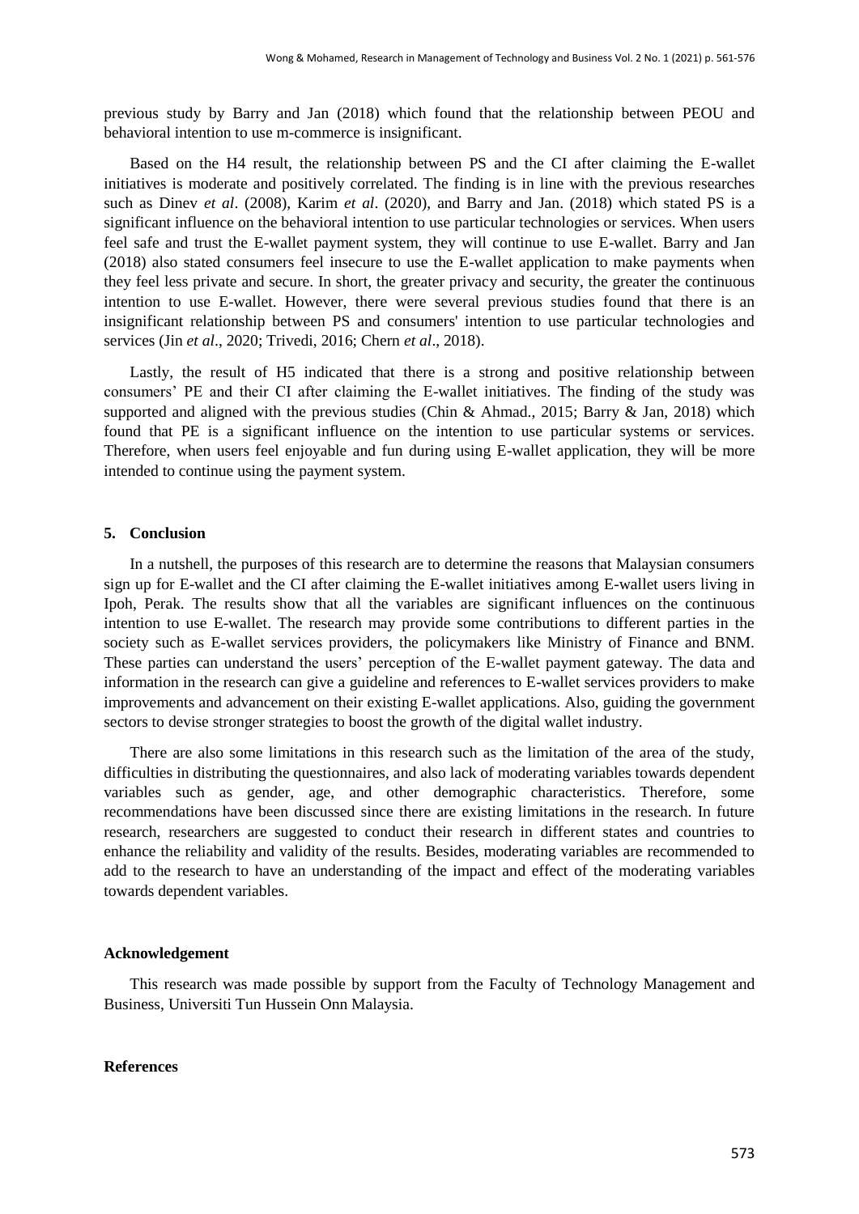previous study by Barry and Jan (2018) which found that the relationship between PEOU and behavioral intention to use m-commerce is insignificant.

Based on the H4 result, the relationship between PS and the CI after claiming the E-wallet initiatives is moderate and positively correlated. The finding is in line with the previous researches such as Dinev *et al*. (2008), Karim *et al*. (2020), and Barry and Jan. (2018) which stated PS is a significant influence on the behavioral intention to use particular technologies or services. When users feel safe and trust the E-wallet payment system, they will continue to use E-wallet. Barry and Jan (2018) also stated consumers feel insecure to use the E-wallet application to make payments when they feel less private and secure. In short, the greater privacy and security, the greater the continuous intention to use E-wallet. However, there were several previous studies found that there is an insignificant relationship between PS and consumers' intention to use particular technologies and services (Jin *et al*., 2020; Trivedi, 2016; Chern *et al*., 2018).

Lastly, the result of H5 indicated that there is a strong and positive relationship between consumers' PE and their CI after claiming the E-wallet initiatives. The finding of the study was supported and aligned with the previous studies (Chin & Ahmad., 2015; Barry & Jan, 2018) which found that PE is a significant influence on the intention to use particular systems or services. Therefore, when users feel enjoyable and fun during using E-wallet application, they will be more intended to continue using the payment system.

## 5. Conclusion

In a nutshell, the purposes of this research are to determine the reasons that Malaysian consumers sign up for E-wallet and the CI after claiming the E-wallet initiatives among E-wallet users living in Ipoh, Perak. The results show that all the variables are significant influences on the continuous intention to use E-wallet. The research may provide some contributions to different parties in the society such as E-wallet services providers, the policymakers like Ministry of Finance and BNM. These parties can understand the users' perception of the E-wallet payment gateway. The data and information in the research can give a guideline and references to E-wallet services providers to make improvements and advancement on their existing E-wallet applications. Also, guiding the government sectors to devise stronger strategies to boost the growth of the digital wallet industry.

There are also some limitations in this research such as the limitation of the area of the study, difficulties in distributing the questionnaires, and also lack of moderating variables towards dependent variables such as gender, age, and other demographic characteristics. Therefore, some recommendations have been discussed since there are existing limitations in the research. In future research, researchers are suggested to conduct their research in different states and countries to enhance the reliability and validity of the results. Besides, moderating variables are recommended to add to the research to have an understanding of the impact and effect of the moderating variables towards dependent variables.

## Acknowledgement

This research was made possible by support from the Faculty of Technology Management and Business, Universiti Tun Hussein Onn Malaysia.

## References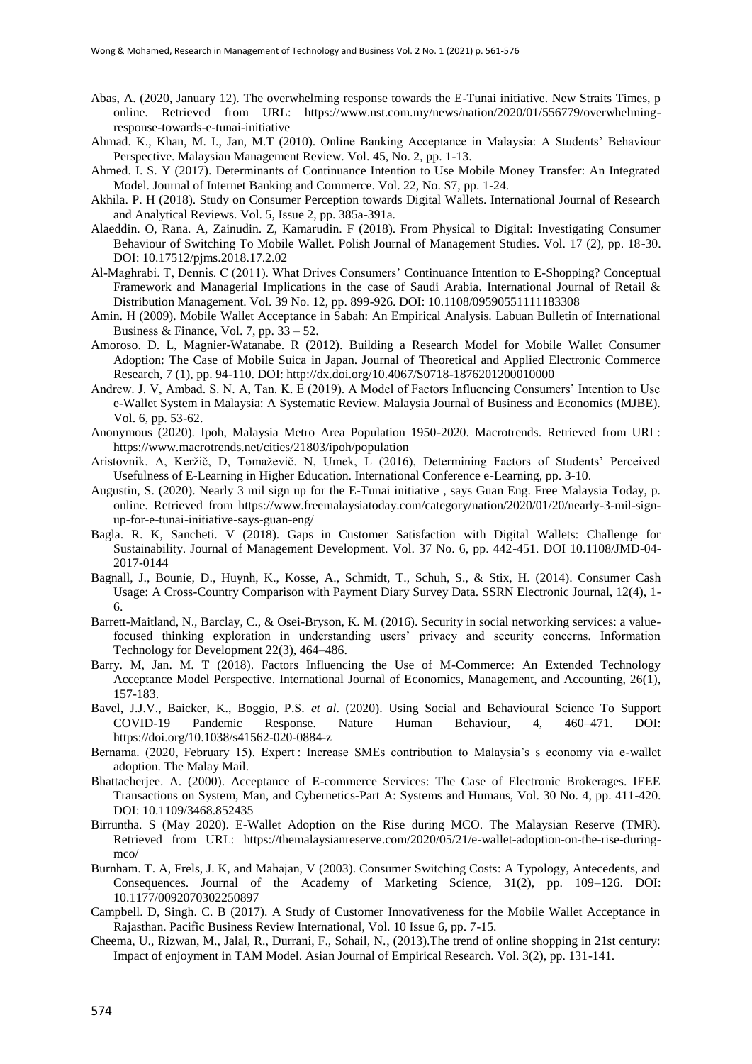Abas, A. (2020, January 12). The overwhelming response towards the E-Tunai initiative. New Straits Times, p online. Retrieved from URL: https://www.nst.com.my/news/nation/2020/01/556779/overwhelming-response-towards-e-tunai-initiative

Ahmad. K., Khan, M. I., Jan, M.T (2010). Online Banking Acceptance in Malaysia: A Students' Behaviour Perspective. Malaysian Management Review. Vol. 45, No. 2, pp. 1-13.

Ahmed. I. S. Y (2017). Determinants of Continuance Intention to Use Mobile Money Transfer: An Integrated Model. Journal of Internet Banking and Commerce. Vol. 22, No. S7, pp. 1-24.

Akhila. P. H (2018). Study on Consumer Perception towards Digital Wallets. International Journal of Research and Analytical Reviews. Vol. 5, Issue 2, pp. 385a-391a.

Alaeddin. O, Rana. A, Zainudin. Z, Kamarudin. F (2018). From Physical to Digital: Investigating Consumer Behaviour of Switching To Mobile Wallet. Polish Journal of Management Studies. Vol. 17 (2), pp. 18-30. DOI: 10.17512/pjms.2018.17.2.02

Al-Maghrabi. T, Dennis. C (2011). What Drives Consumers' Continuance Intention to E-Shopping? Conceptual Framework and Managerial Implications in the case of Saudi Arabia. International Journal of Retail & Distribution Management. Vol. 39 No. 12, pp. 899-926. DOI: 10.1108/09590551111183308

Amin. H (2009). Mobile Wallet Acceptance in Sabah: An Empirical Analysis. Labuan Bulletin of International Business & Finance, Vol. 7, pp. 33 – 52.

Amoroso. D. L, Magnier-Watanabe. R (2012). Building a Research Model for Mobile Wallet Consumer Adoption: The Case of Mobile Suica in Japan. Journal of Theoretical and Applied Electronic Commerce Research, 7 (1), pp. 94-110. DOI: http://dx.doi.org/10.4067/S0718-18762012000010000

Andrew. J. V, Ambad. S. N. A, Tan. K. E (2019). A Model of Factors Influencing Consumers' Intention to Use e-Wallet System in Malaysia: A Systematic Review. Malaysia Journal of Business and Economics (MJBE). Vol. 6, pp. 53-62.

Anonymous (2020). Ipoh, Malaysia Metro Area Population 1950-2020. Macrotrends. Retrieved from URL: https://www.macrotrends.net/cities/21803/ipoh/population

Aristovnik. A, Keržič, D, Tomaževič. N, Umek, L (2016), Determining Factors of Students' Perceived Usefulness of E-Learning in Higher Education. International Conference e-Learning, pp. 3-10.

Augustin, S. (2020). Nearly 3 mil sign up for the E-Tunai initiative , says Guan Eng. Free Malaysia Today, p. online. Retrieved from https://www.freemalaysiatoday.com/category/nation/2020/01/20/nearly-3-mil-sign-up-for-e-tunai-initiative-says-guan-eng/

Bagla. R. K, Sancheti. V (2018). Gaps in Customer Satisfaction with Digital Wallets: Challenge for Sustainability. Journal of Management Development. Vol. 37 No. 6, pp. 442-451. DOI 10.1108/JMD-04-2017-0144

Bagnall, J., Bounie, D., Huynh, K., Kosse, A., Schmidt, T., Schuh, S., & Stix, H. (2014). Consumer Cash Usage: A Cross-Country Comparison with Payment Diary Survey Data. SSRN Electronic Journal, 12(4), 1-6.

Barrett-Maitland, N., Barclay, C., & Osei-Bryson, K. M. (2016). Security in social networking services: a value-focused thinking exploration in understanding users' privacy and security concerns. Information Technology for Development 22(3), 464–486.

Barry. M, Jan. M. T (2018). Factors Influencing the Use of M-Commerce: An Extended Technology Acceptance Model Perspective. International Journal of Economics, Management, and Accounting, 26(1), 157-183.

Bavel, J.J.V., Baicker, K., Boggio, P.S. *et al*. (2020). Using Social and Behavioural Science To Support COVID-19 Pandemic Response. Nature Human Behaviour, 4, 460–471. DOI: https://doi.org/10.1038/s41562-020-0884-z

Bernama. (2020, February 15). Expert : Increase SMEs contribution to Malaysia's s economy via e-wallet adoption. The Malay Mail.

Bhattacherjee. A. (2000). Acceptance of E-commerce Services: The Case of Electronic Brokerages. IEEE Transactions on System, Man, and Cybernetics-Part A: Systems and Humans, Vol. 30 No. 4, pp. 411-420. DOI: 10.1109/3468.852435

Birruntha. S (May 2020). E-Wallet Adoption on the Rise during MCO. The Malaysian Reserve (TMR). Retrieved from URL: https://themalaysianreserve.com/2020/05/21/e-wallet-adoption-on-the-rise-during-mco/

Burnham. T. A, Frels, J. K, and Mahajan, V (2003). Consumer Switching Costs: A Typology, Antecedents, and Consequences. Journal of the Academy of Marketing Science, 31(2), pp. 109–126. DOI: 10.1177/0092070302250897

Campbell. D, Singh. C. B (2017). A Study of Customer Innovativeness for the Mobile Wallet Acceptance in Rajasthan. Pacific Business Review International, Vol. 10 Issue 6, pp. 7-15.

Cheema, U., Rizwan, M., Jalal, R., Durrani, F., Sohail, N., (2013).The trend of online shopping in 21st century: Impact of enjoyment in TAM Model. Asian Journal of Empirical Research. Vol. 3(2), pp. 131-141.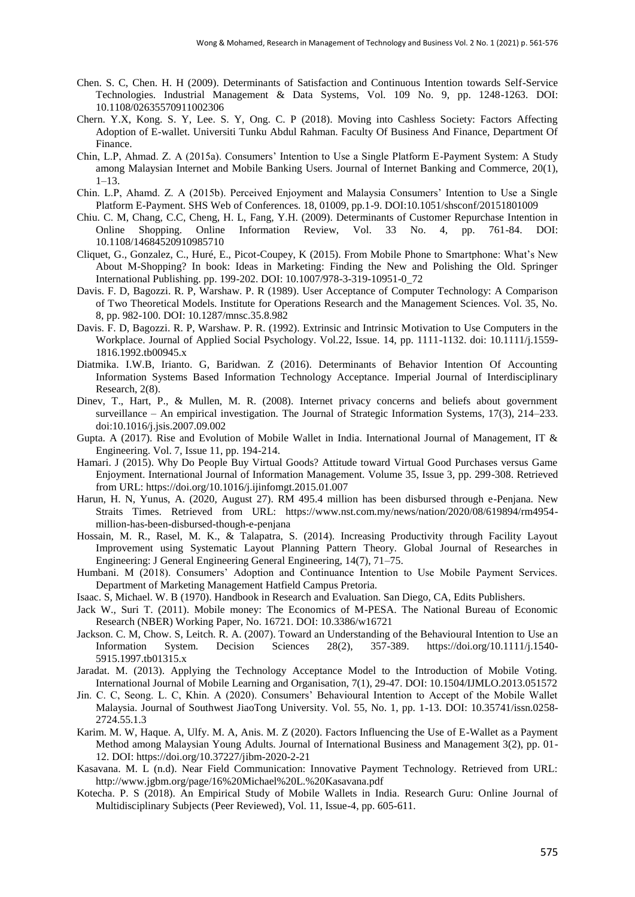Chen. S. C, Chen. H. H (2009). Determinants of Satisfaction and Continuous Intention towards Self-Service Technologies. Industrial Management & Data Systems, Vol. 109 No. 9, pp. 1248-1263. DOI: 10.1108/02635570911002306

Chern. Y.X, Kong. S. Y, Lee. S. Y, Ong. C. P (2018). Moving into Cashless Society: Factors Affecting Adoption of E-wallet. Universiti Tunku Abdul Rahman. Faculty Of Business And Finance, Department Of Finance.

Chin, L.P, Ahmad. Z. A (2015a). Consumers' Intention to Use a Single Platform E-Payment System: A Study among Malaysian Internet and Mobile Banking Users. Journal of Internet Banking and Commerce, 20(1), 1–13.

Chin. L.P, Ahamd. Z. A (2015b). Perceived Enjoyment and Malaysia Consumers' Intention to Use a Single Platform E-Payment. SHS Web of Conferences. 18, 01009, pp.1-9. DOI:10.1051/shsconf/20151801009

Chiu. C. M, Chang, C.C, Cheng, H. L, Fang, Y.H. (2009). Determinants of Customer Repurchase Intention in Online Shopping. Online Information Review, Vol. 33 No. 4, pp. 761-84. DOI: 10.1108/14684520910985710

Cliquet, G., Gonzalez, C., Huré, E., Picot-Coupey, K (2015). From Mobile Phone to Smartphone: What's New About M-Shopping? In book: Ideas in Marketing: Finding the New and Polishing the Old. Springer International Publishing. pp. 199-202. DOI: 10.1007/978-3-319-10951-0_72

Davis. F. D, Bagozzi. R. P, Warshaw. P. R (1989). User Acceptance of Computer Technology: A Comparison of Two Theoretical Models. Institute for Operations Research and the Management Sciences. Vol. 35, No. 8, pp. 982-100. DOI: 10.1287/mnsc.35.8.982

Davis. F. D, Bagozzi. R. P, Warshaw. P. R. (1992). Extrinsic and Intrinsic Motivation to Use Computers in the Workplace. Journal of Applied Social Psychology. Vol.22, Issue. 14, pp. 1111-1132. doi: 10.1111/j.1559-1816.1992.tb00945.x

Diatmika. I.W.B, Irianto. G, Baridwan. Z (2016). Determinants of Behavior Intention Of Accounting Information Systems Based Information Technology Acceptance. Imperial Journal of Interdisciplinary Research, 2(8).

Dinev, T., Hart, P., & Mullen, M. R. (2008). Internet privacy concerns and beliefs about government surveillance – An empirical investigation. The Journal of Strategic Information Systems, 17(3), 214–233. doi:10.1016/j.jsis.2007.09.002

Gupta. A (2017). Rise and Evolution of Mobile Wallet in India. International Journal of Management, IT & Engineering. Vol. 7, Issue 11, pp. 194-214.

Hamari. J (2015). Why Do People Buy Virtual Goods? Attitude toward Virtual Good Purchases versus Game Enjoyment. International Journal of Information Management. Volume 35, Issue 3, pp. 299-308. Retrieved from URL: https://doi.org/10.1016/j.ijinfomgt.2015.01.007

Harun, H. N, Yunus, A. (2020, August 27). RM 495.4 million has been disbursed through e-Penjana. New Straits Times. Retrieved from URL: https://www.nst.com.my/news/nation/2020/08/619894/rm4954-million-has-been-disbursed-though-e-penjana

Hossain, M. R., Rasel, M. K., & Talapatra, S. (2014). Increasing Productivity through Facility Layout Improvement using Systematic Layout Planning Pattern Theory. Global Journal of Researches in Engineering: J General Engineering General Engineering, 14(7), 71–75.

Humbani. M (2018). Consumers' Adoption and Continuance Intention to Use Mobile Payment Services. Department of Marketing Management Hatfield Campus Pretoria.

Isaac. S, Michael. W. B (1970). Handbook in Research and Evaluation. San Diego, CA, Edits Publishers.

Jack W., Suri T. (2011). Mobile money: The Economics of M-PESA. The National Bureau of Economic Research (NBER) Working Paper, No. 16721. DOI: 10.3386/w16721

Jackson. C. M, Chow. S, Leitch. R. A. (2007). Toward an Understanding of the Behavioural Intention to Use an Information System. Decision Sciences 28(2), 357-389. https://doi.org/10.1111/j.1540-5915.1997.tb01315.x

Jaradat. M. (2013). Applying the Technology Acceptance Model to the Introduction of Mobile Voting. International Journal of Mobile Learning and Organisation, 7(1), 29-47. DOI: 10.1504/IJMLO.2013.051572

Jin. C. C, Seong. L. C, Khin. A (2020). Consumers' Behavioural Intention to Accept of the Mobile Wallet Malaysia. Journal of Southwest JiaoTong University. Vol. 55, No. 1, pp. 1-13. DOI: 10.35741/issn.0258-2724.55.1.3

Karim. M. W, Haque. A, Ulfy. M. A, Anis. M. Z (2020). Factors Influencing the Use of E-Wallet as a Payment Method among Malaysian Young Adults. Journal of International Business and Management 3(2), pp. 01-12. DOI: https://doi.org/10.37227/jibm-2020-2-21

Kasavana. M. L (n.d). Near Field Communication: Innovative Payment Technology. Retrieved from URL: http://www.jgbm.org/page/16%20Michael%20L.%20Kasavana.pdf

Kotecha. P. S (2018). An Empirical Study of Mobile Wallets in India. Research Guru: Online Journal of Multidisciplinary Subjects (Peer Reviewed), Vol. 11, Issue-4, pp. 605-611.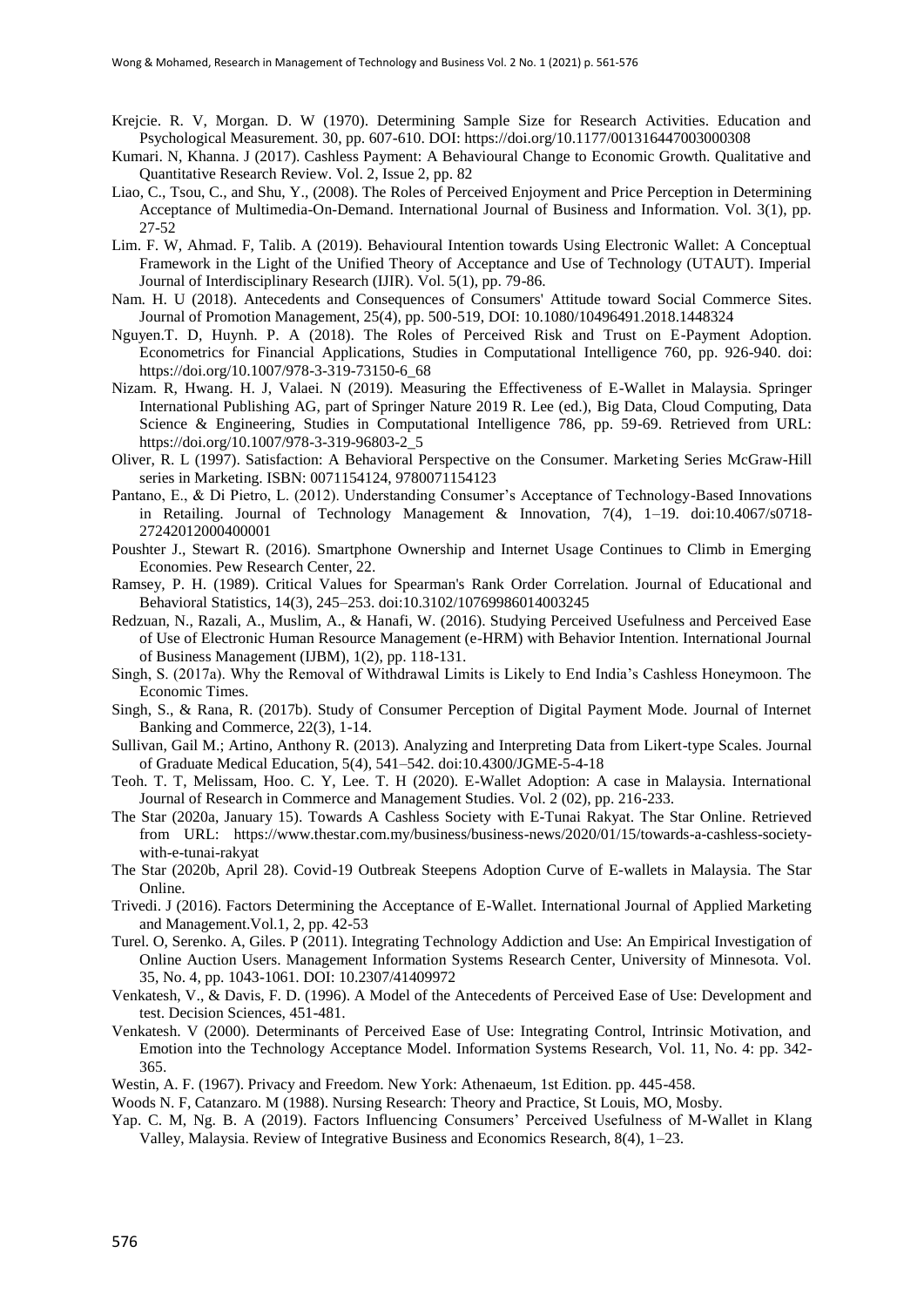Krejcie. R. V, Morgan. D. W (1970). Determining Sample Size for Research Activities. Education and Psychological Measurement. 30, pp. 607-610. DOI: https://doi.org/10.1177/001316447003000308

Kumari. N, Khanna. J (2017). Cashless Payment: A Behavioural Change to Economic Growth. Qualitative and Quantitative Research Review. Vol. 2, Issue 2, pp. 82

Liao, C., Tsou, C., and Shu, Y., (2008). The Roles of Perceived Enjoyment and Price Perception in Determining Acceptance of Multimedia-On-Demand. International Journal of Business and Information. Vol. 3(1), pp. 27-52

Lim. F. W, Ahmad. F, Talib. A (2019). Behavioural Intention towards Using Electronic Wallet: A Conceptual Framework in the Light of the Unified Theory of Acceptance and Use of Technology (UTAUT). Imperial Journal of Interdisciplinary Research (IJIR). Vol. 5(1), pp. 79-86.

Nam. H. U (2018). Antecedents and Consequences of Consumers' Attitude toward Social Commerce Sites. Journal of Promotion Management, 25(4), pp. 500-519, DOI: 10.1080/10496491.2018.1448324

Nguyen.T. D, Huynh. P. A (2018). The Roles of Perceived Risk and Trust on E-Payment Adoption. Econometrics for Financial Applications, Studies in Computational Intelligence 760, pp. 926-940. doi: https://doi.org/10.1007/978-3-319-73150-6_68

Nizam. R, Hwang. H. J, Valaei. N (2019). Measuring the Effectiveness of E-Wallet in Malaysia. Springer International Publishing AG, part of Springer Nature 2019 R. Lee (ed.), Big Data, Cloud Computing, Data Science & Engineering, Studies in Computational Intelligence 786, pp. 59-69. Retrieved from URL: https://doi.org/10.1007/978-3-319-96803-2_5

Oliver, R. L (1997). Satisfaction: A Behavioral Perspective on the Consumer. Marketing Series McGraw-Hill series in Marketing. ISBN: 0071154124, 9780071154123

Pantano, E., & Di Pietro, L. (2012). Understanding Consumer's Acceptance of Technology-Based Innovations in Retailing. Journal of Technology Management & Innovation, 7(4), 1–19. doi:10.4067/s0718-27242012000400001

Poushter J., Stewart R. (2016). Smartphone Ownership and Internet Usage Continues to Climb in Emerging Economies. Pew Research Center, 22.

Ramsey, P. H. (1989). Critical Values for Spearman's Rank Order Correlation. Journal of Educational and Behavioral Statistics, 14(3), 245–253. doi:10.3102/10769986014003245

Redzuan, N., Razali, A., Muslim, A., & Hanafi, W. (2016). Studying Perceived Usefulness and Perceived Ease of Use of Electronic Human Resource Management (e-HRM) with Behavior Intention. International Journal of Business Management (IJBM), 1(2), pp. 118-131.

Singh, S. (2017a). Why the Removal of Withdrawal Limits is Likely to End India's Cashless Honeymoon. The Economic Times.

Singh, S., & Rana, R. (2017b). Study of Consumer Perception of Digital Payment Mode. Journal of Internet Banking and Commerce, 22(3), 1-14.

Sullivan, Gail M.; Artino, Anthony R. (2013). Analyzing and Interpreting Data from Likert-type Scales. Journal of Graduate Medical Education, 5(4), 541–542. doi:10.4300/JGME-5-4-18

Teoh. T. T, Melissam, Hoo. C. Y, Lee. T. H (2020). E-Wallet Adoption: A case in Malaysia. International Journal of Research in Commerce and Management Studies. Vol. 2 (02), pp. 216-233.

The Star (2020a, January 15). Towards A Cashless Society with E-Tunai Rakyat. The Star Online. Retrieved from URL: https://www.thestar.com.my/business/business-news/2020/01/15/towards-a-cashless-society-with-e-tunai-rakyat

The Star (2020b, April 28). Covid-19 Outbreak Steepens Adoption Curve of E-wallets in Malaysia. The Star Online.

Trivedi. J (2016). Factors Determining the Acceptance of E-Wallet. International Journal of Applied Marketing and Management.Vol.1, 2, pp. 42-53

Turel. O, Serenko. A, Giles. P (2011). Integrating Technology Addiction and Use: An Empirical Investigation of Online Auction Users. Management Information Systems Research Center, University of Minnesota. Vol. 35, No. 4, pp. 1043-1061. DOI: 10.2307/41409972

Venkatesh, V., & Davis, F. D. (1996). A Model of the Antecedents of Perceived Ease of Use: Development and test. Decision Sciences, 451-481.

Venkatesh. V (2000). Determinants of Perceived Ease of Use: Integrating Control, Intrinsic Motivation, and Emotion into the Technology Acceptance Model. Information Systems Research, Vol. 11, No. 4: pp. 342-365.

Westin, A. F. (1967). Privacy and Freedom. New York: Athenaeum, 1st Edition. pp. 445-458.

Woods N. F, Catanzaro. M (1988). Nursing Research: Theory and Practice, St Louis, MO, Mosby.

Yap. C. M, Ng. B. A (2019). Factors Influencing Consumers' Perceived Usefulness of M-Wallet in Klang Valley, Malaysia. Review of Integrative Business and Economics Research, 8(4), 1–23.